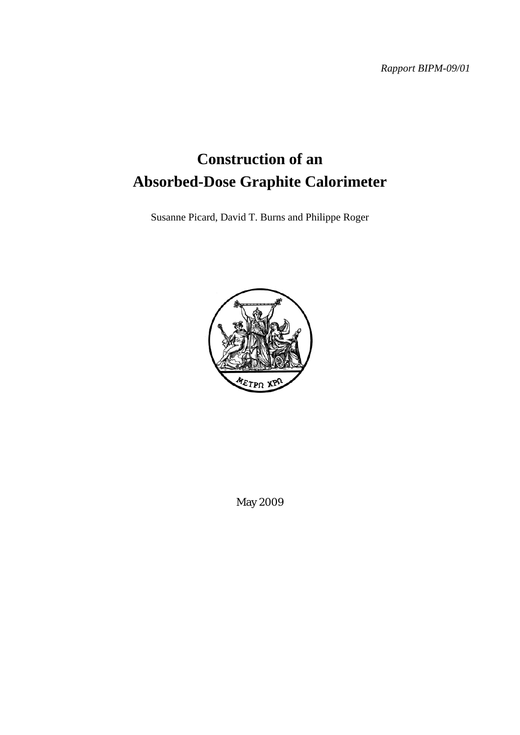*Rapport BIPM-09/01*

# Construction of an Absorbed-Dose Graphite Calorimeter

Susanne Picard, David T. Burns and Philippe Roger

May 2009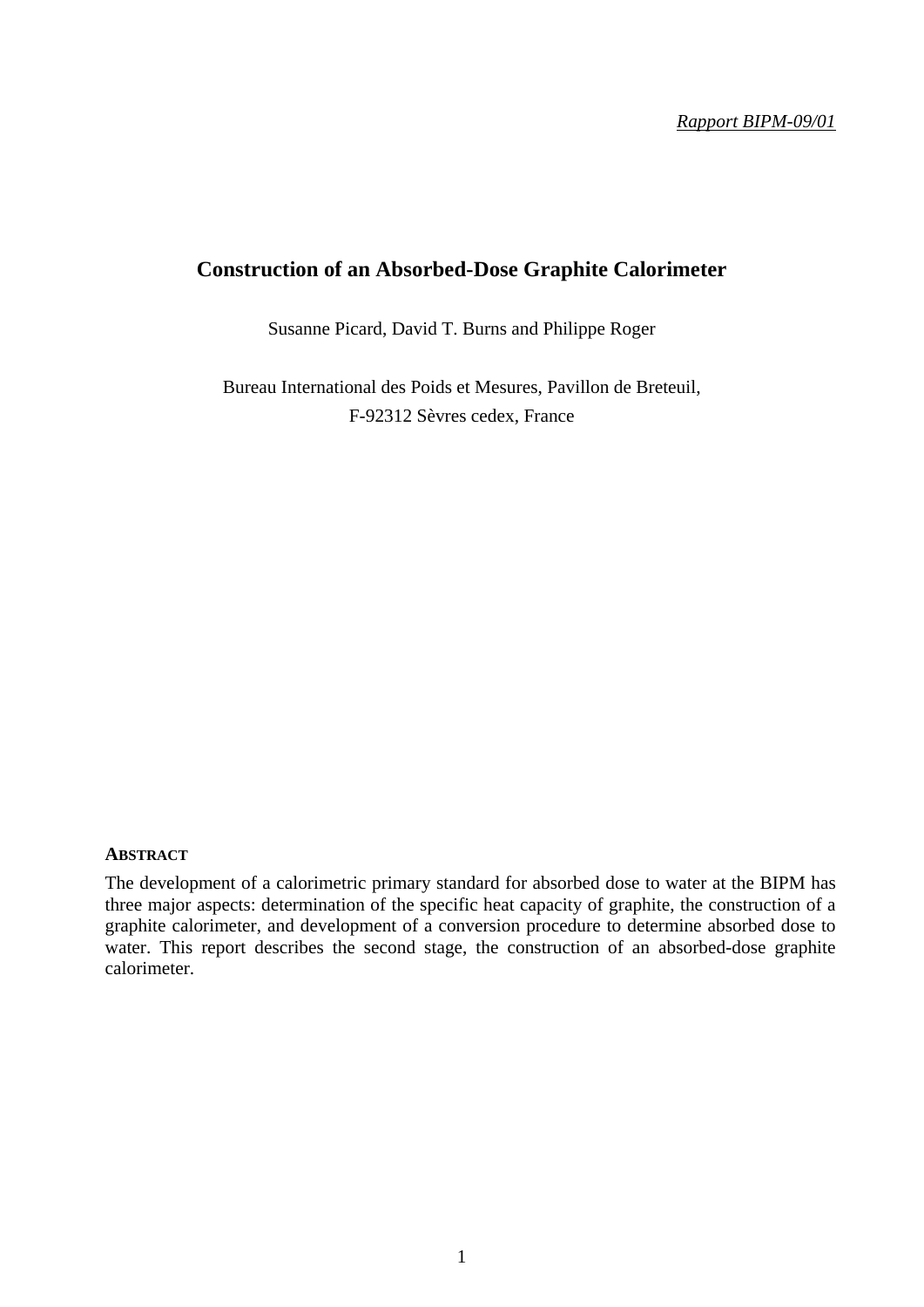*Rapport BIPM-09/01*

# Construction of an Absorbed-Dose Graphite Calorimeter

Susanne Picard, David T. Burns and Philippe Roger

Bureau International des Poids et Mesures, Pavillon de Breteuil,
F-92312 Sèvres cedex, France

**ABSTRACT**

The development of a calorimetric primary standard for absorbed dose to water at the BIPM has three major aspects: determination of the specific heat capacity of graphite, the construction of a graphite calorimeter, and development of a conversion procedure to determine absorbed dose to water. This report describes the second stage, the construction of an absorbed-dose graphite calorimeter.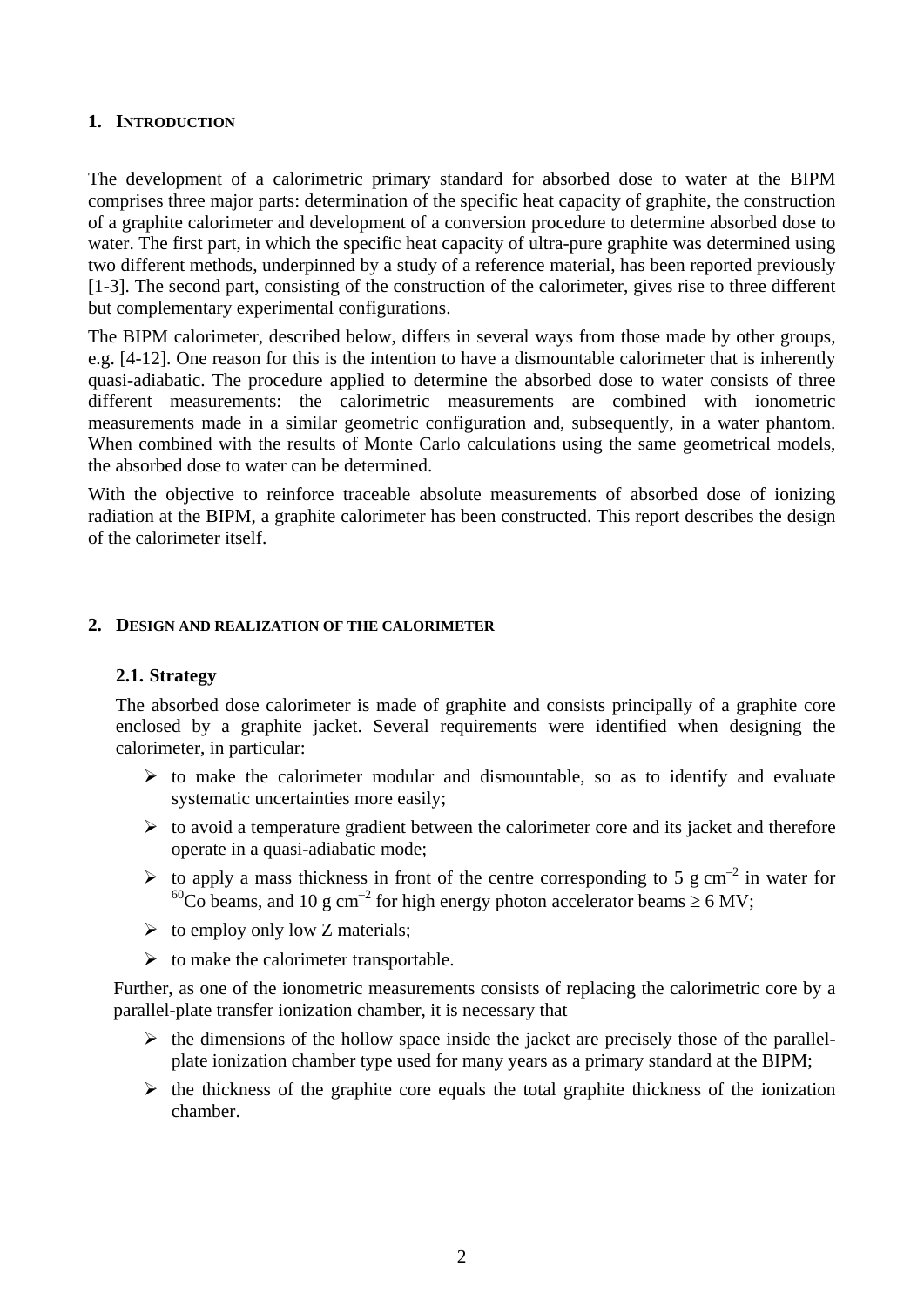# 1. INTRODUCTION

The development of a calorimetric primary standard for absorbed dose to water at the BIPM comprises three major parts: determination of the specific heat capacity of graphite, the construction of a graphite calorimeter and development of a conversion procedure to determine absorbed dose to water. The first part, in which the specific heat capacity of ultra-pure graphite was determined using two different methods, underpinned by a study of a reference material, has been reported previously [1-3]. The second part, consisting of the construction of the calorimeter, gives rise to three different but complementary experimental configurations.

The BIPM calorimeter, described below, differs in several ways from those made by other groups, e.g. [4-12]. One reason for this is the intention to have a dismountable calorimeter that is inherently quasi-adiabatic. The procedure applied to determine the absorbed dose to water consists of three different measurements: the calorimetric measurements are combined with ionometric measurements made in a similar geometric configuration and, subsequently, in a water phantom. When combined with the results of Monte Carlo calculations using the same geometrical models, the absorbed dose to water can be determined.

With the objective to reinforce traceable absolute measurements of absorbed dose of ionizing radiation at the BIPM, a graphite calorimeter has been constructed. This report describes the design of the calorimeter itself.

# 2. DESIGN AND REALIZATION OF THE CALORIMETER

## 2.1. Strategy

The absorbed dose calorimeter is made of graphite and consists principally of a graphite core enclosed by a graphite jacket. Several requirements were identified when designing the calorimeter, in particular:

- to make the calorimeter modular and dismountable, so as to identify and evaluate systematic uncertainties more easily;
- to avoid a temperature gradient between the calorimeter core and its jacket and therefore operate in a quasi-adiabatic mode;
- to apply a mass thickness in front of the centre corresponding to 5 g cm$^{-2}$ in water for $^{60}$Co beams, and 10 g cm$^{-2}$ for high energy photon accelerator beams ≥ 6 MV;
- to employ only low Z materials;
- to make the calorimeter transportable.

Further, as one of the ionometric measurements consists of replacing the calorimetric core by a parallel-plate transfer ionization chamber, it is necessary that

- the dimensions of the hollow space inside the jacket are precisely those of the parallel-plate ionization chamber type used for many years as a primary standard at the BIPM;
- the thickness of the graphite core equals the total graphite thickness of the ionization chamber.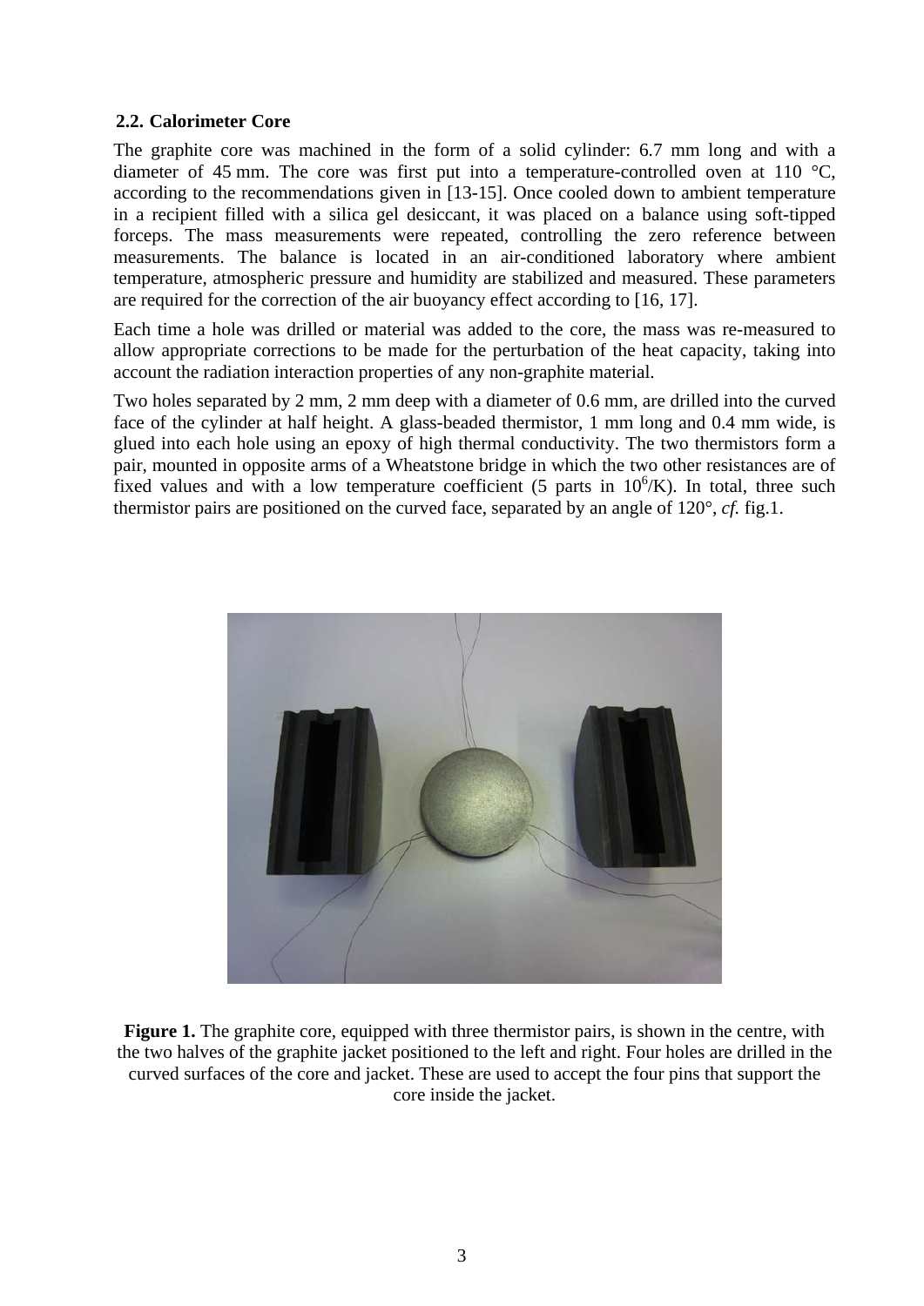### 2.2. Calorimeter Core

The graphite core was machined in the form of a solid cylinder: 6.7 mm long and with a diameter of 45 mm. The core was first put into a temperature-controlled oven at 110 °C, according to the recommendations given in [13-15]. Once cooled down to ambient temperature in a recipient filled with a silica gel desiccant, it was placed on a balance using soft-tipped forceps. The mass measurements were repeated, controlling the zero reference between measurements. The balance is located in an air-conditioned laboratory where ambient temperature, atmospheric pressure and humidity are stabilized and measured. These parameters are required for the correction of the air buoyancy effect according to [16, 17].

Each time a hole was drilled or material was added to the core, the mass was re-measured to allow appropriate corrections to be made for the perturbation of the heat capacity, taking into account the radiation interaction properties of any non-graphite material.

Two holes separated by 2 mm, 2 mm deep with a diameter of 0.6 mm, are drilled into the curved face of the cylinder at half height. A glass-beaded thermistor, 1 mm long and 0.4 mm wide, is glued into each hole using an epoxy of high thermal conductivity. The two thermistors form a pair, mounted in opposite arms of a Wheatstone bridge in which the two other resistances are of fixed values and with a low temperature coefficient (5 parts in $10^6$/K). In total, three such thermistor pairs are positioned on the curved face, separated by an angle of 120°, *cf.* fig.1.

**Figure 1.** The graphite core, equipped with three thermistor pairs, is shown in the centre, with the two halves of the graphite jacket positioned to the left and right. Four holes are drilled in the curved surfaces of the core and jacket. These are used to accept the four pins that support the core inside the jacket.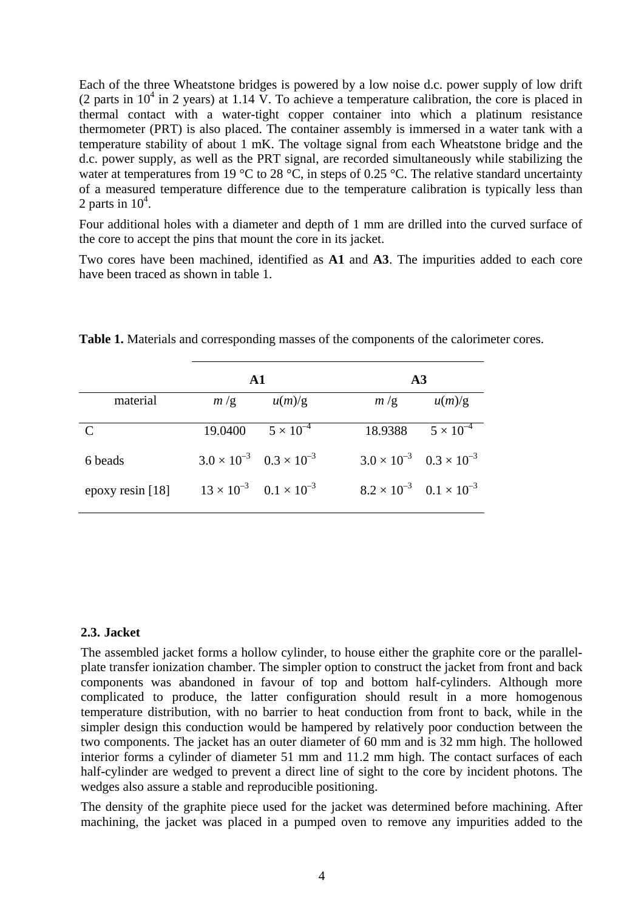Each of the three Wheatstone bridges is powered by a low noise d.c. power supply of low drift (2 parts in $10^4$ in 2 years) at 1.14 V. To achieve a temperature calibration, the core is placed in thermal contact with a water-tight copper container into which a platinum resistance thermometer (PRT) is also placed. The container assembly is immersed in a water tank with a temperature stability of about 1 mK. The voltage signal from each Wheatstone bridge and the d.c. power supply, as well as the PRT signal, are recorded simultaneously while stabilizing the water at temperatures from 19 °C to 28 °C, in steps of 0.25 °C. The relative standard uncertainty of a measured temperature difference due to the temperature calibration is typically less than 2 parts in $10^4$.

Four additional holes with a diameter and depth of 1 mm are drilled into the curved surface of the core to accept the pins that mount the core in its jacket.

Two cores have been machined, identified as **A1** and **A3**. The impurities added to each core have been traced as shown in table 1.

**Table 1.** Materials and corresponding masses of the components of the calorimeter cores.

| | **A1** | | **A3** | |
|---|---|---|---|---|
| material | $m$ /g | $u(m)$/g | $m$ /g | $u(m)$/g |
| C | 19.0400 | $5 \times 10^{-4}$ | 18.9388 | $5 \times 10^{-4}$ |
| 6 beads | $3.0 \times 10^{-3}$ | $0.3 \times 10^{-3}$ | $3.0 \times 10^{-3}$ | $0.3 \times 10^{-3}$ |
| epoxy resin [18] | $13 \times 10^{-3}$ | $0.1 \times 10^{-3}$ | $8.2 \times 10^{-3}$ | $0.1 \times 10^{-3}$ |

### 2.3. Jacket

The assembled jacket forms a hollow cylinder, to house either the graphite core or the parallel-plate transfer ionization chamber. The simpler option to construct the jacket from front and back components was abandoned in favour of top and bottom half-cylinders. Although more complicated to produce, the latter configuration should result in a more homogenous temperature distribution, with no barrier to heat conduction from front to back, while in the simpler design this conduction would be hampered by relatively poor conduction between the two components. The jacket has an outer diameter of 60 mm and is 32 mm high. The hollowed interior forms a cylinder of diameter 51 mm and 11.2 mm high. The contact surfaces of each half-cylinder are wedged to prevent a direct line of sight to the core by incident photons. The wedges also assure a stable and reproducible positioning.

The density of the graphite piece used for the jacket was determined before machining. After machining, the jacket was placed in a pumped oven to remove any impurities added to the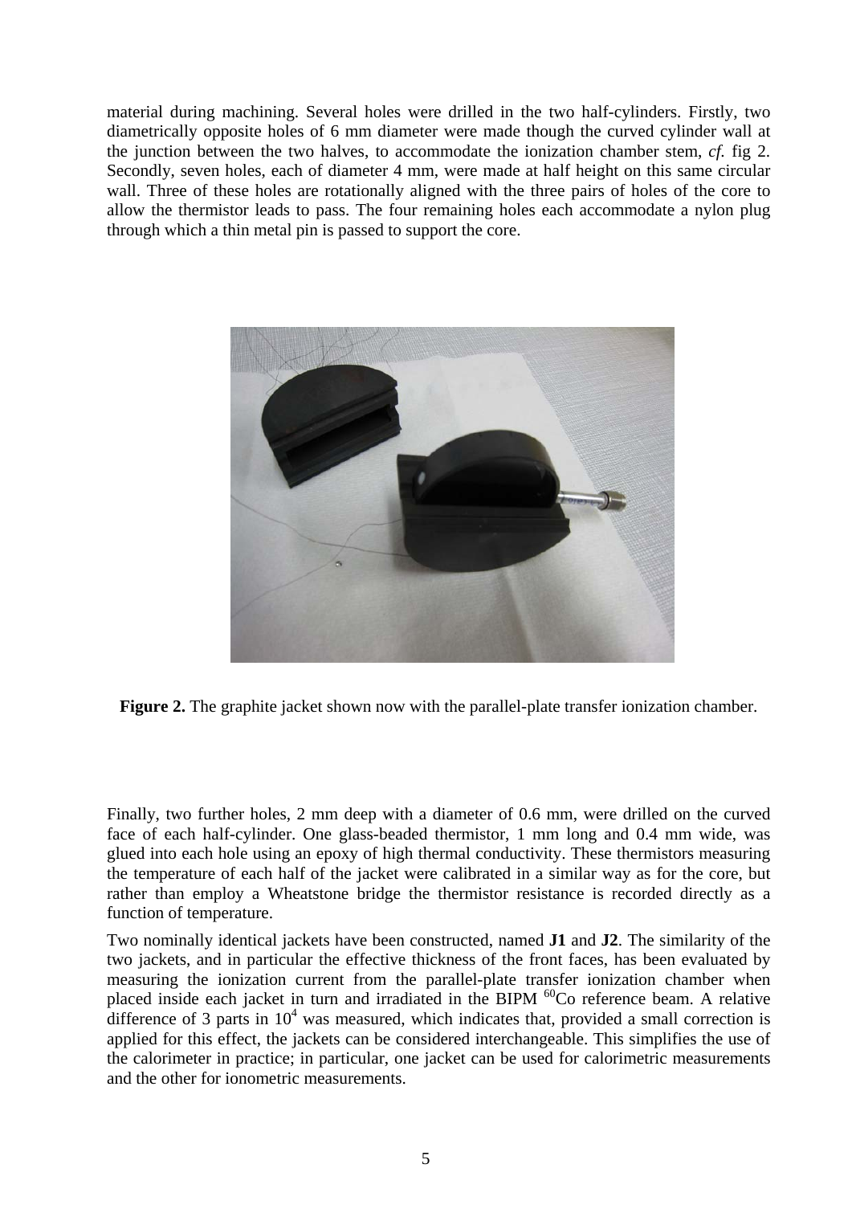material during machining. Several holes were drilled in the two half-cylinders. Firstly, two diametrically opposite holes of 6 mm diameter were made though the curved cylinder wall at the junction between the two halves, to accommodate the ionization chamber stem, *cf.* fig 2. Secondly, seven holes, each of diameter 4 mm, were made at half height on this same circular wall. Three of these holes are rotationally aligned with the three pairs of holes of the core to allow the thermistor leads to pass. The four remaining holes each accommodate a nylon plug through which a thin metal pin is passed to support the core.

**Figure 2.** The graphite jacket shown now with the parallel-plate transfer ionization chamber.

Finally, two further holes, 2 mm deep with a diameter of 0.6 mm, were drilled on the curved face of each half-cylinder. One glass-beaded thermistor, 1 mm long and 0.4 mm wide, was glued into each hole using an epoxy of high thermal conductivity. These thermistors measuring the temperature of each half of the jacket were calibrated in a similar way as for the core, but rather than employ a Wheatstone bridge the thermistor resistance is recorded directly as a function of temperature.

Two nominally identical jackets have been constructed, named **J1** and **J2**. The similarity of the two jackets, and in particular the effective thickness of the front faces, has been evaluated by measuring the ionization current from the parallel-plate transfer ionization chamber when placed inside each jacket in turn and irradiated in the BIPM $^{60}$Co reference beam. A relative difference of 3 parts in $10^4$ was measured, which indicates that, provided a small correction is applied for this effect, the jackets can be considered interchangeable. This simplifies the use of the calorimeter in practice; in particular, one jacket can be used for calorimetric measurements and the other for ionometric measurements.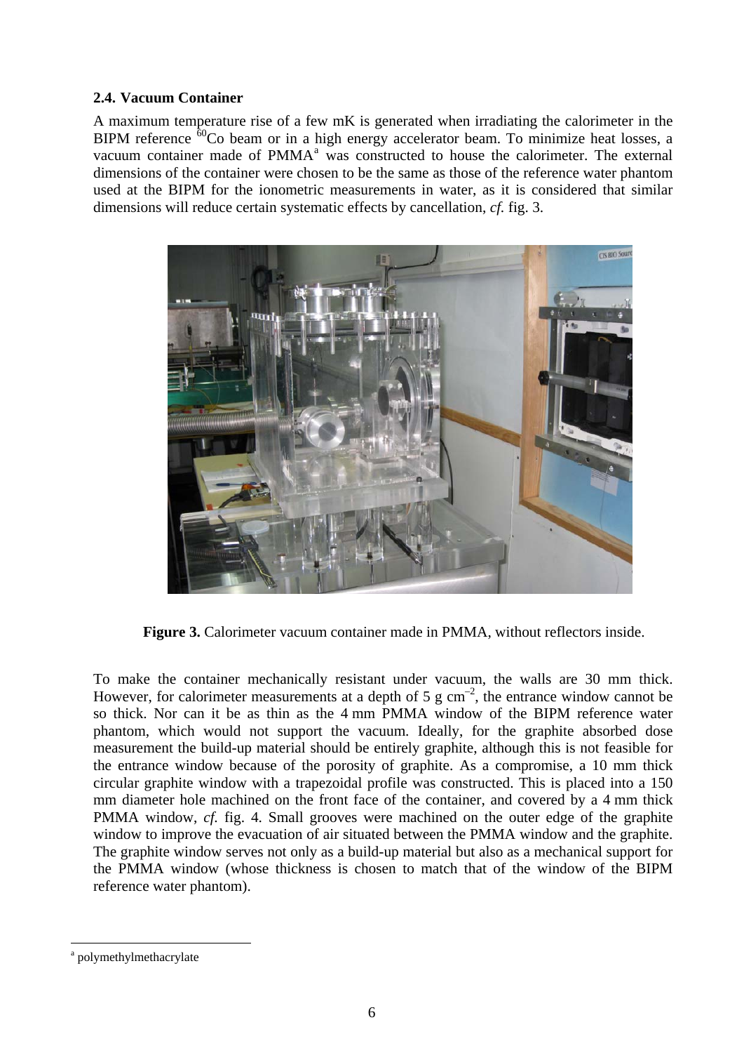### 2.4. Vacuum Container

A maximum temperature rise of a few mK is generated when irradiating the calorimeter in the BIPM reference $^{60}$Co beam or in a high energy accelerator beam. To minimize heat losses, a vacuum container made of PMMA[a] was constructed to house the calorimeter. The external dimensions of the container were chosen to be the same as those of the reference water phantom used at the BIPM for the ionometric measurements in water, as it is considered that similar dimensions will reduce certain systematic effects by cancellation, *cf.* fig. 3.

**Figure 3.** Calorimeter vacuum container made in PMMA, without reflectors inside.

To make the container mechanically resistant under vacuum, the walls are 30 mm thick. However, for calorimeter measurements at a depth of 5 g cm$^{-2}$, the entrance window cannot be so thick. Nor can it be as thin as the 4 mm PMMA window of the BIPM reference water phantom, which would not support the vacuum. Ideally, for the graphite absorbed dose measurement the build-up material should be entirely graphite, although this is not feasible for the entrance window because of the porosity of graphite. As a compromise, a 10 mm thick circular graphite window with a trapezoidal profile was constructed. This is placed into a 150 mm diameter hole machined on the front face of the container, and covered by a 4 mm thick PMMA window, *cf.* fig. 4. Small grooves were machined on the outer edge of the graphite window to improve the evacuation of air situated between the PMMA window and the graphite. The graphite window serves not only as a build-up material but also as a mechanical support for the PMMA window (whose thickness is chosen to match that of the window of the BIPM reference water phantom).

[a] polymethylmethacrylate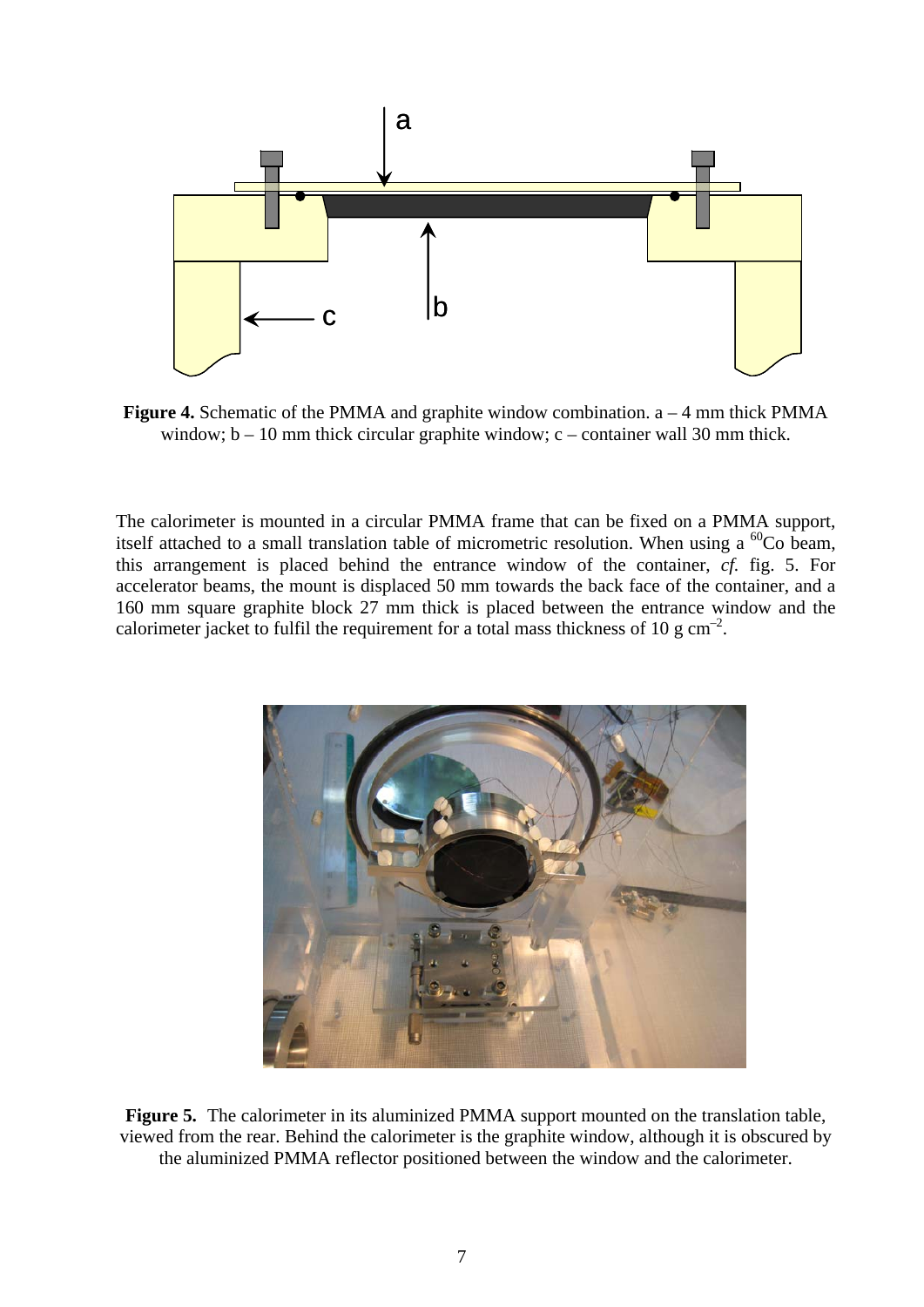**Figure 4.** Schematic of the PMMA and graphite window combination. a – 4 mm thick PMMA window; b – 10 mm thick circular graphite window; c – container wall 30 mm thick.

The calorimeter is mounted in a circular PMMA frame that can be fixed on a PMMA support, itself attached to a small translation table of micrometric resolution. When using a $^{60}$Co beam, this arrangement is placed behind the entrance window of the container, *cf.* fig. 5. For accelerator beams, the mount is displaced 50 mm towards the back face of the container, and a 160 mm square graphite block 27 mm thick is placed between the entrance window and the calorimeter jacket to fulfil the requirement for a total mass thickness of 10 g cm$^{-2}$.

**Figure 5.** The calorimeter in its aluminized PMMA support mounted on the translation table, viewed from the rear. Behind the calorimeter is the graphite window, although it is obscured by the aluminized PMMA reflector positioned between the window and the calorimeter.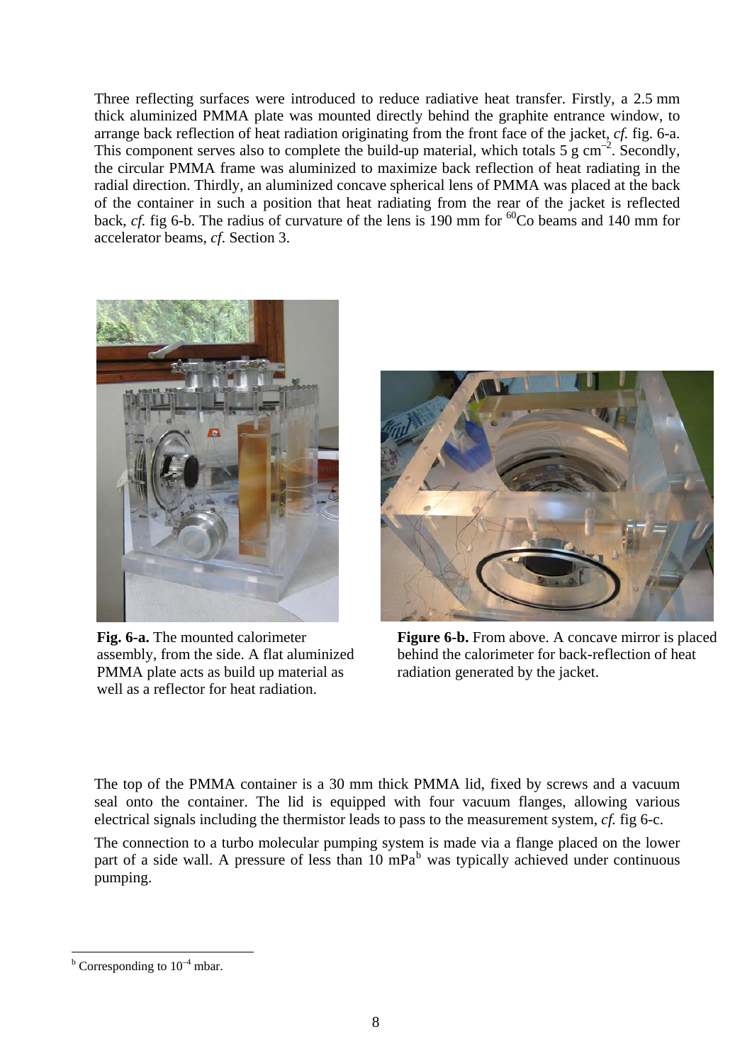Three reflecting surfaces were introduced to reduce radiative heat transfer. Firstly, a 2.5 mm thick aluminized PMMA plate was mounted directly behind the graphite entrance window, to arrange back reflection of heat radiation originating from the front face of the jacket, *cf.* fig. 6-a. This component serves also to complete the build-up material, which totals 5 g cm$^{-2}$. Secondly, the circular PMMA frame was aluminized to maximize back reflection of heat radiating in the radial direction. Thirdly, an aluminized concave spherical lens of PMMA was placed at the back of the container in such a position that heat radiating from the rear of the jacket is reflected back, *cf.* fig 6-b. The radius of curvature of the lens is 190 mm for $^{60}$Co beams and 140 mm for accelerator beams, *cf*. Section 3.

**Fig. 6-a.** The mounted calorimeter assembly, from the side. A flat aluminized PMMA plate acts as build up material as well as a reflector for heat radiation.

**Figure 6-b.** From above. A concave mirror is placed behind the calorimeter for back-reflection of heat radiation generated by the jacket.

The top of the PMMA container is a 30 mm thick PMMA lid, fixed by screws and a vacuum seal onto the container. The lid is equipped with four vacuum flanges, allowing various electrical signals including the thermistor leads to pass to the measurement system, *cf.* fig 6-c.

The connection to a turbo molecular pumping system is made via a flange placed on the lower part of a side wall. A pressure of less than 10 mPa[b] was typically achieved under continuous pumping.

[b] Corresponding to 10$^{-4}$ mbar.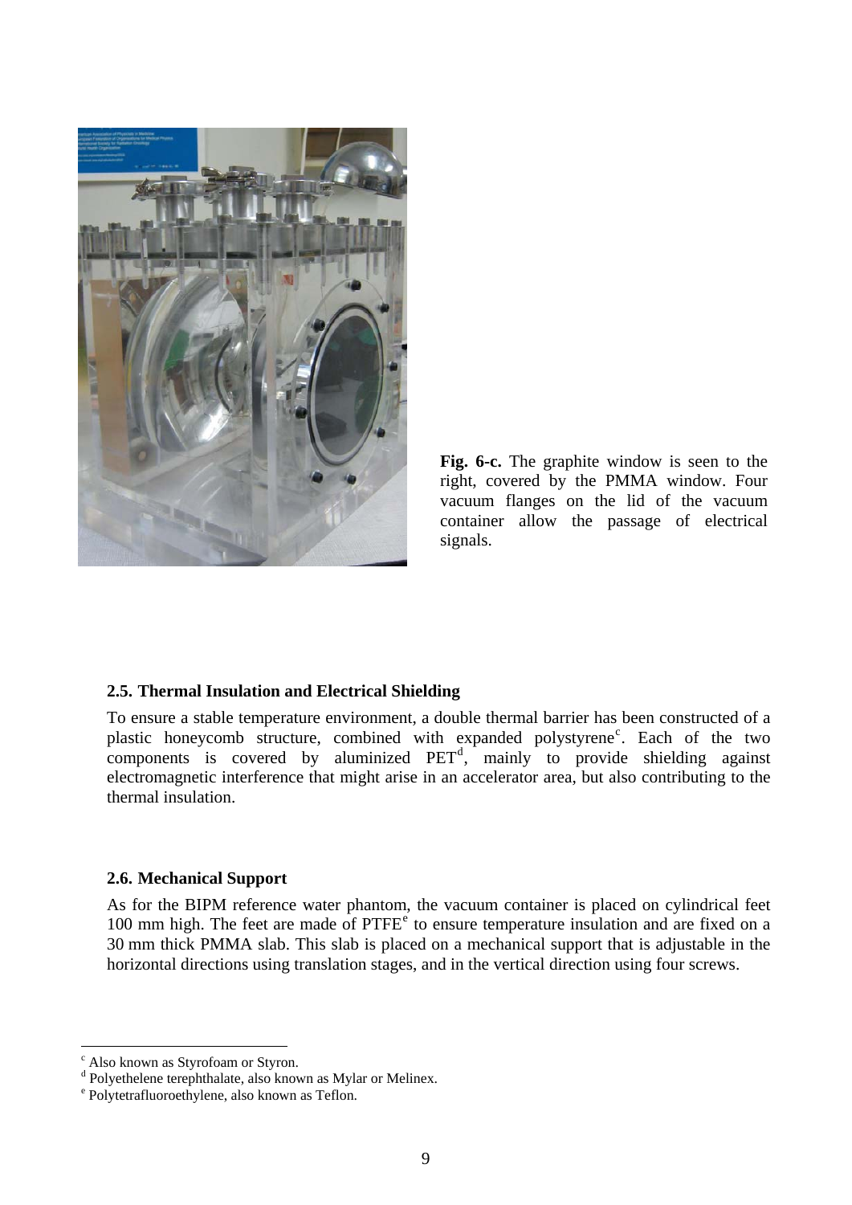**Fig. 6-c.** The graphite window is seen to the right, covered by the PMMA window. Four vacuum flanges on the lid of the vacuum container allow the passage of electrical signals.

### 2.5. Thermal Insulation and Electrical Shielding

To ensure a stable temperature environment, a double thermal barrier has been constructed of a plastic honeycomb structure, combined with expanded polystyrene[c]. Each of the two components is covered by aluminized PET[d], mainly to provide shielding against electromagnetic interference that might arise in an accelerator area, but also contributing to the thermal insulation.

### 2.6. Mechanical Support

As for the BIPM reference water phantom, the vacuum container is placed on cylindrical feet 100 mm high. The feet are made of PTFE[e] to ensure temperature insulation and are fixed on a 30 mm thick PMMA slab. This slab is placed on a mechanical support that is adjustable in the horizontal directions using translation stages, and in the vertical direction using four screws.

---

[c] Also known as Styrofoam or Styron.

[d] Polyethelene terephthalate, also known as Mylar or Melinex.

[e] Polytetrafluoroethylene, also known as Teflon.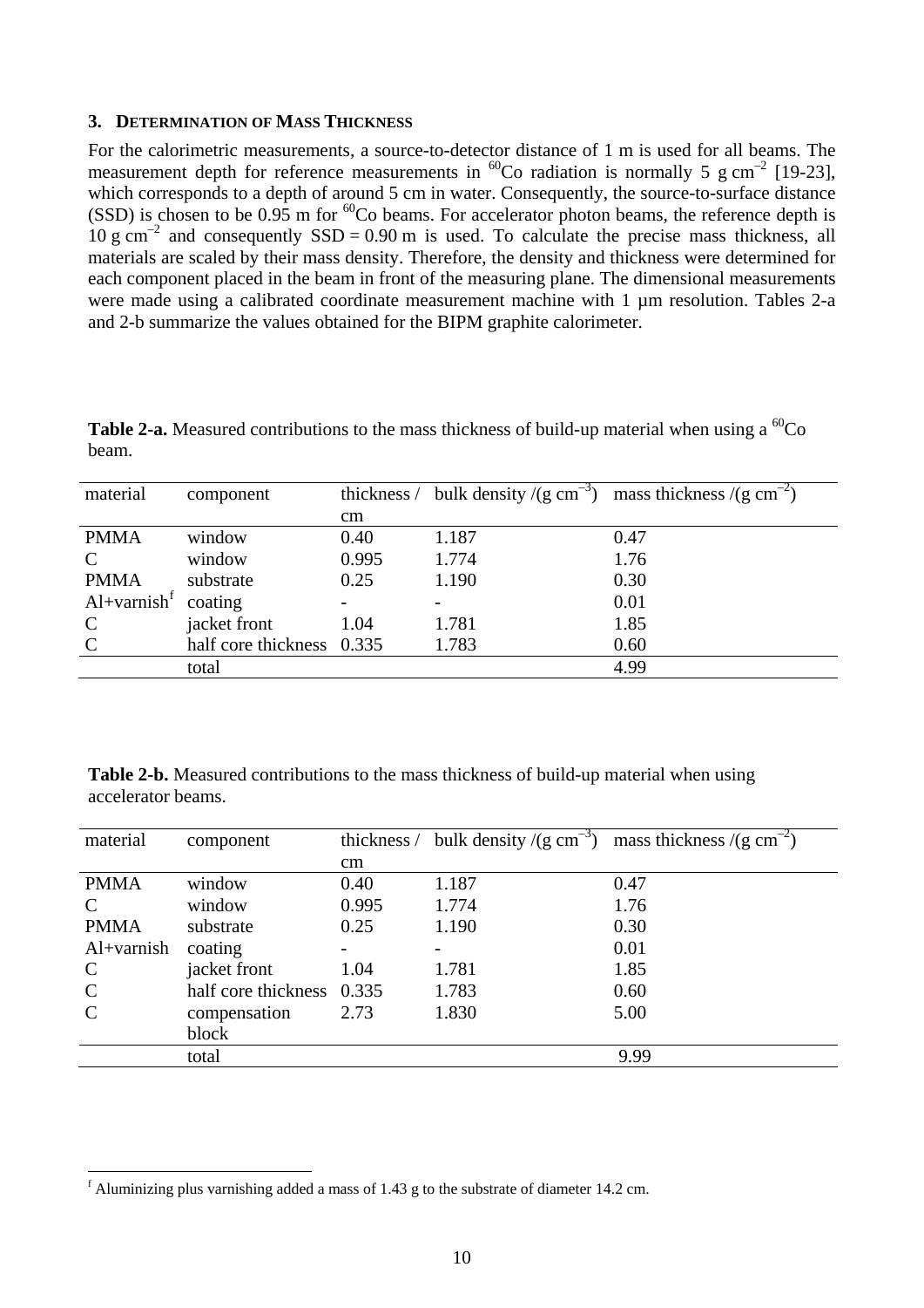## 3. DETERMINATION OF MASS THICKNESS

For the calorimetric measurements, a source-to-detector distance of 1 m is used for all beams. The measurement depth for reference measurements in $^{60}$Co radiation is normally 5 g cm$^{-2}$ [19-23], which corresponds to a depth of around 5 cm in water. Consequently, the source-to-surface distance (SSD) is chosen to be 0.95 m for $^{60}$Co beams. For accelerator photon beams, the reference depth is 10 g cm$^{-2}$ and consequently SSD = 0.90 m is used. To calculate the precise mass thickness, all materials are scaled by their mass density. Therefore, the density and thickness were determined for each component placed in the beam in front of the measuring plane. The dimensional measurements were made using a calibrated coordinate measurement machine with 1 µm resolution. Tables 2-a and 2-b summarize the values obtained for the BIPM graphite calorimeter.

**Table 2-a.** Measured contributions to the mass thickness of build-up material when using a $^{60}$Co beam.

| material | component | thickness / cm | bulk density /(g cm$^{-3}$) | mass thickness /(g cm$^{-2}$) |
|---|---|---|---|---|
| PMMA | window | 0.40 | 1.187 | 0.47 |
| C | window | 0.995 | 1.774 | 1.76 |
| PMMA | substrate | 0.25 | 1.190 | 0.30 |
| Al+varnish[f] | coating | - | - | 0.01 |
| C | jacket front | 1.04 | 1.781 | 1.85 |
| C | half core thickness | 0.335 | 1.783 | 0.60 |
| | total | | | 4.99 |

**Table 2-b.** Measured contributions to the mass thickness of build-up material when using accelerator beams.

| material | component | thickness / cm | bulk density /(g cm$^{-3}$) | mass thickness /(g cm$^{-2}$) |
|---|---|---|---|---|
| PMMA | window | 0.40 | 1.187 | 0.47 |
| C | window | 0.995 | 1.774 | 1.76 |
| PMMA | substrate | 0.25 | 1.190 | 0.30 |
| Al+varnish | coating | - | - | 0.01 |
| C | jacket front | 1.04 | 1.781 | 1.85 |
| C | half core thickness | 0.335 | 1.783 | 0.60 |
| C | compensation block | 2.73 | 1.830 | 5.00 |
| | total | | | 9.99 |

[f] Aluminizing plus varnishing added a mass of 1.43 g to the substrate of diameter 14.2 cm.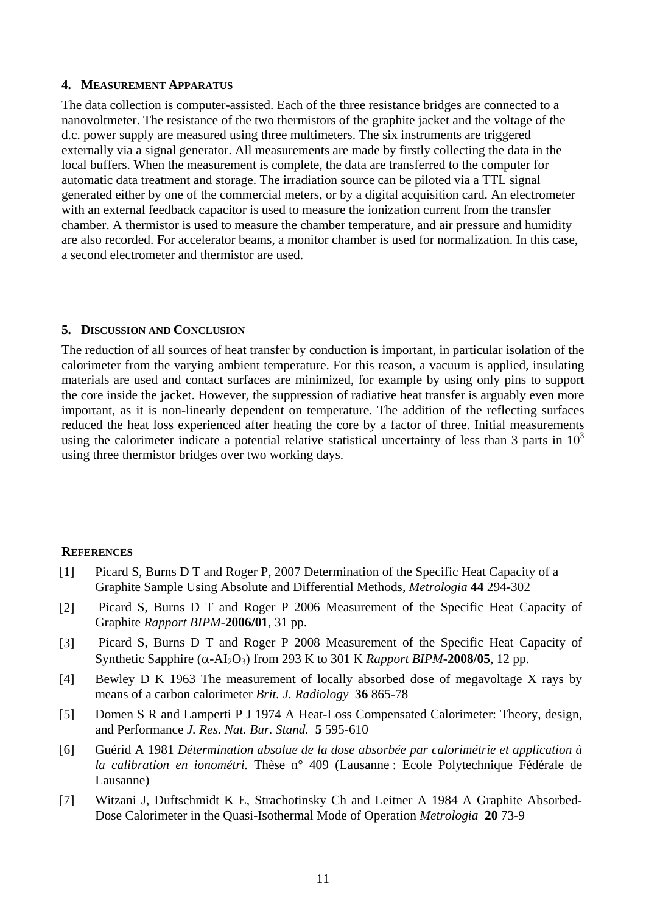## 4. Measurement Apparatus

The data collection is computer-assisted. Each of the three resistance bridges are connected to a nanovoltmeter. The resistance of the two thermistors of the graphite jacket and the voltage of the d.c. power supply are measured using three multimeters. The six instruments are triggered externally via a signal generator. All measurements are made by firstly collecting the data in the local buffers. When the measurement is complete, the data are transferred to the computer for automatic data treatment and storage. The irradiation source can be piloted via a TTL signal generated either by one of the commercial meters, or by a digital acquisition card. An electrometer with an external feedback capacitor is used to measure the ionization current from the transfer chamber. A thermistor is used to measure the chamber temperature, and air pressure and humidity are also recorded. For accelerator beams, a monitor chamber is used for normalization. In this case, a second electrometer and thermistor are used.

## 5. Discussion and Conclusion

The reduction of all sources of heat transfer by conduction is important, in particular isolation of the calorimeter from the varying ambient temperature. For this reason, a vacuum is applied, insulating materials are used and contact surfaces are minimized, for example by using only pins to support the core inside the jacket. However, the suppression of radiative heat transfer is arguably even more important, as it is non-linearly dependent on temperature. The addition of the reflecting surfaces reduced the heat loss experienced after heating the core by a factor of three. Initial measurements using the calorimeter indicate a potential relative statistical uncertainty of less than 3 parts in $10^3$ using three thermistor bridges over two working days.

## References

[1] Picard S, Burns D T and Roger P, 2007 Determination of the Specific Heat Capacity of a Graphite Sample Using Absolute and Differential Methods, *Metrologia* **44** 294-302

[2] Picard S, Burns D T and Roger P 2006 Measurement of the Specific Heat Capacity of Graphite *Rapport BIPM*-**2006/01**, 31 pp.

[3] Picard S, Burns D T and Roger P 2008 Measurement of the Specific Heat Capacity of Synthetic Sapphire ($\alpha$-$AI_2O_3$) from 293 K to 301 K *Rapport BIPM*-**2008/05**, 12 pp.

[4] Bewley D K 1963 The measurement of locally absorbed dose of megavoltage X rays by means of a carbon calorimeter *Brit. J. Radiology* **36** 865-78

[5] Domen S R and Lamperti P J 1974 A Heat-Loss Compensated Calorimeter: Theory, design, and Performance *J. Res. Nat. Bur. Stand.* **5** 595-610

[6] Guérid A 1981 *Détermination absolue de la dose absorbée par calorimétrie et application à la calibration en ionométri.* Thèse n° 409 (Lausanne : Ecole Polytechnique Fédérale de Lausanne)

[7] Witzani J, Duftschmidt K E, Strachotinsky Ch and Leitner A 1984 A Graphite Absorbed-Dose Calorimeter in the Quasi-Isothermal Mode of Operation *Metrologia* **20** 73-9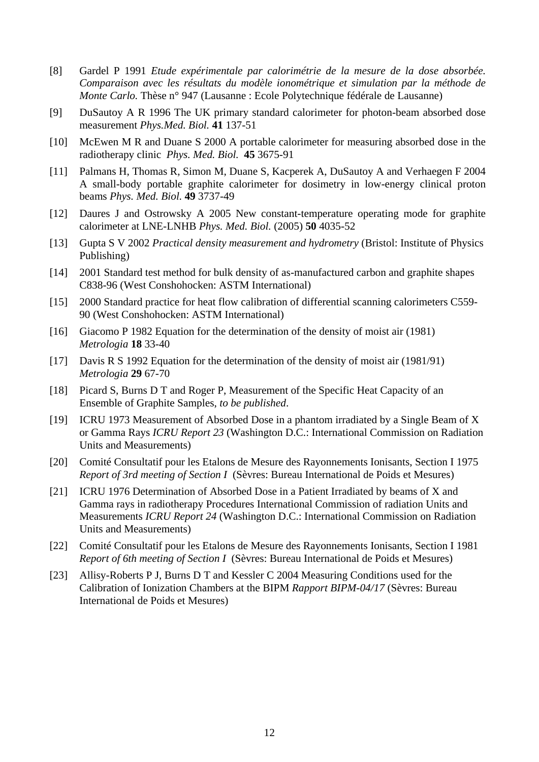[8] Gardel P 1991 *Etude expérimentale par calorimétrie de la mesure de la dose absorbée. Comparaison avec les résultats du modèle ionométrique et simulation par la méthode de Monte Carlo.* Thèse n° 947 (Lausanne : Ecole Polytechnique fédérale de Lausanne)

[9] DuSautoy A R 1996 The UK primary standard calorimeter for photon-beam absorbed dose measurement *Phys.Med. Biol.* **41** 137-51

[10] McEwen M R and Duane S 2000 A portable calorimeter for measuring absorbed dose in the radiotherapy clinic *Phys. Med. Biol.* **45** 3675-91

[11] Palmans H, Thomas R, Simon M, Duane S, Kacperek A, DuSautoy A and Verhaegen F 2004 A small-body portable graphite calorimeter for dosimetry in low-energy clinical proton beams *Phys. Med. Biol.* **49** 3737-49

[12] Daures J and Ostrowsky A 2005 New constant-temperature operating mode for graphite calorimeter at LNE-LNHB *Phys. Med. Biol.* (2005) **50** 4035-52

[13] Gupta S V 2002 *Practical density measurement and hydrometry* (Bristol: Institute of Physics Publishing)

[14] 2001 Standard test method for bulk density of as-manufactured carbon and graphite shapes C838-96 (West Conshohocken: ASTM International)

[15] 2000 Standard practice for heat flow calibration of differential scanning calorimeters C559-90 (West Conshohocken: ASTM International)

[16] Giacomo P 1982 Equation for the determination of the density of moist air (1981) *Metrologia* **18** 33-40

[17] Davis R S 1992 Equation for the determination of the density of moist air (1981/91) *Metrologia* **29** 67-70

[18] Picard S, Burns D T and Roger P, Measurement of the Specific Heat Capacity of an Ensemble of Graphite Samples, *to be published*.

[19] ICRU 1973 Measurement of Absorbed Dose in a phantom irradiated by a Single Beam of X or Gamma Rays *ICRU Report 23* (Washington D.C.: International Commission on Radiation Units and Measurements)

[20] Comité Consultatif pour les Etalons de Mesure des Rayonnements Ionisants, Section I 1975 *Report of 3rd meeting of Section I* (Sèvres: Bureau International de Poids et Mesures)

[21] ICRU 1976 Determination of Absorbed Dose in a Patient Irradiated by beams of X and Gamma rays in radiotherapy Procedures International Commission of radiation Units and Measurements *ICRU Report 24* (Washington D.C.: International Commission on Radiation Units and Measurements)

[22] Comité Consultatif pour les Etalons de Mesure des Rayonnements Ionisants, Section I 1981 *Report of 6th meeting of Section I* (Sèvres: Bureau International de Poids et Mesures)

[23] Allisy-Roberts P J, Burns D T and Kessler C 2004 Measuring Conditions used for the Calibration of Ionization Chambers at the BIPM *Rapport BIPM-04/17* (Sèvres: Bureau International de Poids et Mesures)